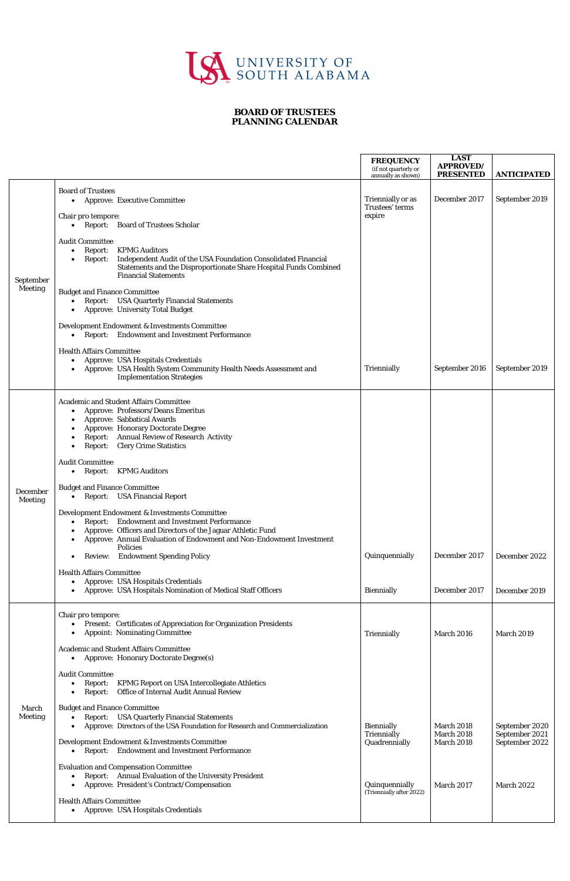UNIVERSITY OF SOUTH ALABAMA

# BOARD OF TRUSTEES
# PLANNING CALENDAR

| | | FREQUENCY (if not quarterly or annually as shown) | LAST APPROVED/ PRESENTED | ANTICIPATED |
|---|---|---|---|---|
| September Meeting | Board of Trustees | | | |
| | • Approve: Executive Committee | Triennially or as Trustees' terms expire | December 2017 | September 2019 |
| | Chair pro tempore: | | | |
| | • Report: Board of Trustees Scholar | | | |
| | Audit Committee | | | |
| | • Report: KPMG Auditors | | | |
| | • Report: Independent Audit of the USA Foundation Consolidated Financial Statements and the Disproportionate Share Hospital Funds Combined Financial Statements | | | |
| | Budget and Finance Committee | | | |
| | • Report: USA Quarterly Financial Statements | | | |
| | • Approve: University Total Budget | | | |
| | Development Endowment & Investments Committee | | | |
| | • Report: Endowment and Investment Performance | | | |
| | Health Affairs Committee | | | |
| | • Approve: USA Hospitals Credentials | | | |
| | • Approve: USA Health System Community Health Needs Assessment and Implementation Strategies | Triennially | September 2016 | September 2019 |
| December Meeting | Academic and Student Affairs Committee | | | |
| | • Approve: Professors/Deans Emeritus | | | |
| | • Approve: Sabbatical Awards | | | |
| | • Approve: Honorary Doctorate Degree | | | |
| | • Report: Annual Review of Research Activity | | | |
| | • Report: Clery Crime Statistics | | | |
| | Audit Committee | | | |
| | • Report: KPMG Auditors | | | |
| | Budget and Finance Committee | | | |
| | • Report: USA Financial Report | | | |
| | Development Endowment & Investments Committee | | | |
| | • Report: Endowment and Investment Performance | | | |
| | • Approve: Officers and Directors of the Jaguar Athletic Fund | | | |
| | • Approve: Annual Evaluation of Endowment and Non-Endowment Investment Policies | | | |
| | • Review: Endowment Spending Policy | Quinquennially | December 2017 | December 2022 |
| | Health Affairs Committee | | | |
| | • Approve: USA Hospitals Credentials | | | |
| | • Approve: USA Hospitals Nomination of Medical Staff Officers | Biennially | December 2017 | December 2019 |
| March Meeting | Chair pro tempore: | | | |
| | • Present: Certificates of Appreciation for Organization Presidents | | | |
| | • Appoint: Nominating Committee | Triennially | March 2016 | March 2019 |
| | Academic and Student Affairs Committee | | | |
| | • Approve: Honorary Doctorate Degree(s) | | | |
| | Audit Committee | | | |
| | • Report: KPMG Report on USA Intercollegiate Athletics | | | |
| | • Report: Office of Internal Audit Annual Review | | | |
| | Budget and Finance Committee | | | |
| | • Report: USA Quarterly Financial Statements | | | |
| | • Approve: Directors of the USA Foundation for Research and Commercialization | Biennially<br>Triennially<br>Quadrennially | March 2018<br>March 2018<br>March 2018 | September 2020<br>September 2021<br>September 2022 |
| | Development Endowment & Investments Committee | | | |
| | • Report: Endowment and Investment Performance | | | |
| | Evaluation and Compensation Committee | | | |
| | • Report: Annual Evaluation of the University President | | | |
| | • Approve: President's Contract/Compensation | Quinquennially (Triennially after 2022) | March 2017 | March 2022 |
| | Health Affairs Committee | | | |
| | • Approve: USA Hospitals Credentials | | | |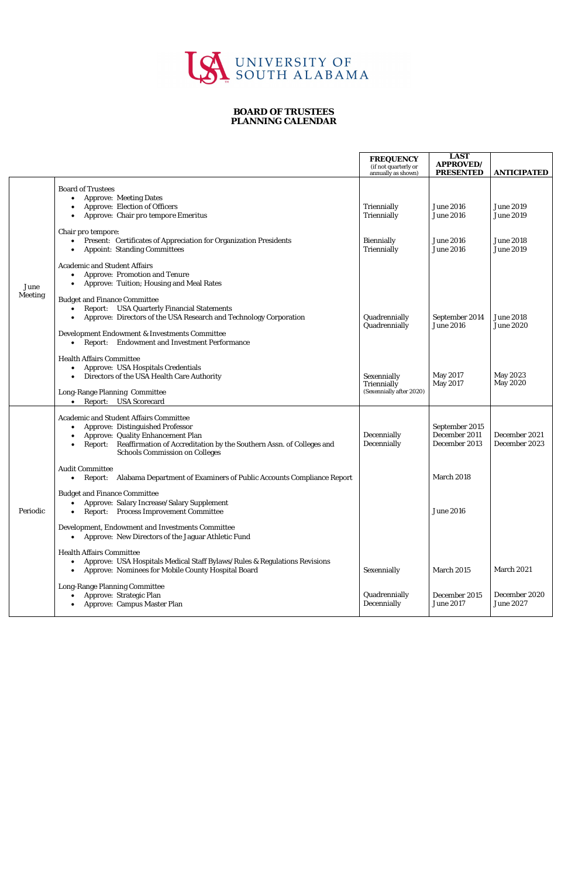UNIVERSITY OF SOUTH ALABAMA

# BOARD OF TRUSTEES
# PLANNING CALENDAR

| | | FREQUENCY (if not quarterly or annually as shown) | LAST APPROVED/ PRESENTED | ANTICIPATED |
|---|---|---|---|---|
| June Meeting | Board of Trustees | | | |
| | • Approve: Meeting Dates | | | |
| | • Approve: Election of Officers | Triennially | June 2016 | June 2019 |
| | • Approve: Chair pro tempore Emeritus | Triennially | June 2016 | June 2019 |
| | Chair pro tempore: | | | |
| | • Present: Certificates of Appreciation for Organization Presidents | Biennially | June 2016 | June 2018 |
| | • Appoint: Standing Committees | Triennially | June 2016 | June 2019 |
| | Academic and Student Affairs | | | |
| | • Approve: Promotion and Tenure | | | |
| | • Approve: Tuition; Housing and Meal Rates | | | |
| | Budget and Finance Committee | | | |
| | • Report: USA Quarterly Financial Statements | Quadrennially | September 2014 | June 2018 |
| | • Approve: Directors of the USA Research and Technology Corporation | Quadrennially | June 2016 | June 2020 |
| | Development Endowment & Investments Committee | | | |
| | • Report: Endowment and Investment Performance | | | |
| | Health Affairs Committee | | | |
| | • Approve: USA Hospitals Credentials | | | |
| | • Directors of the USA Health Care Authority | Sexennially | May 2017 | May 2023 |
| | Long-Range Planning Committee | Triennially (Sexennially after 2020) | May 2017 | May 2020 |
| | • Report: USA Scorecard | | | |
| Periodic | Academic and Student Affairs Committee | | | |
| | • Approve: Distinguished Professor | | September 2015 | |
| | • Approve: Quality Enhancement Plan | Decennially | December 2011 | December 2021 |
| | • Report: Reaffirmation of Accreditation by the Southern Assn. of Colleges and Schools Commission on Colleges | Decennially | December 2013 | December 2023 |
| | Audit Committee | | | |
| | • Report: Alabama Department of Examiners of Public Accounts Compliance Report | | March 2018 | |
| | Budget and Finance Committee | | | |
| | • Approve: Salary Increase/Salary Supplement | | | |
| | • Report: Process Improvement Committee | | June 2016 | |
| | Development, Endowment and Investments Committee | | | |
| | • Approve: New Directors of the Jaguar Athletic Fund | | | |
| | Health Affairs Committee | | | |
| | • Approve: USA Hospitals Medical Staff Bylaws/Rules & Regulations Revisions | | | |
| | • Approve: Nominees for Mobile County Hospital Board | Sexennially | March 2015 | March 2021 |
| | Long-Range Planning Committee | | | |
| | • Approve: Strategic Plan | Quadrennially | December 2015 | December 2020 |
| | • Approve: Campus Master Plan | Decennially | June 2017 | June 2027 |